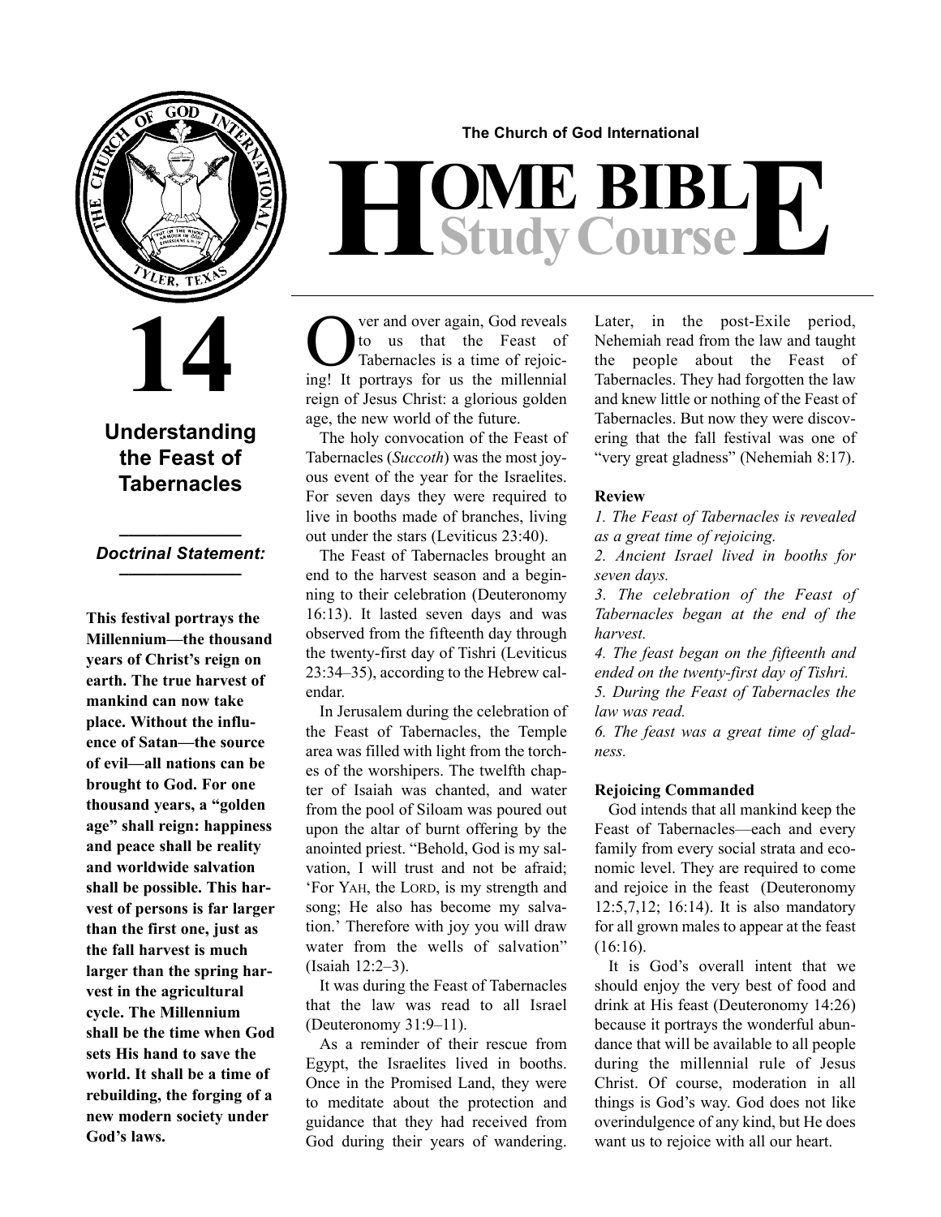The Church of God International

# HOME BIBLE Study Course

# 14

## Understanding the Feast of Tabernacles

---

***Doctrinal Statement:***

---

**This festival portrays the Millennium—the thousand years of Christ's reign on earth. The true harvest of mankind can now take place. Without the influence of Satan—the source of evil—all nations can be brought to God. For one thousand years, a "golden age" shall reign: happiness and peace shall be reality and worldwide salvation shall be possible. This harvest of persons is far larger than the first one, just as the fall harvest is much larger than the spring harvest in the agricultural cycle. The Millennium shall be the time when God sets His hand to save the world. It shall be a time of rebuilding, the forging of a new modern society under God's laws.**

Over and over again, God reveals to us that the Feast of Tabernacles is a time of rejoicing! It portrays for us the millennial reign of Jesus Christ: a glorious golden age, the new world of the future.

The holy convocation of the Feast of Tabernacles (*Succoth*) was the most joyous event of the year for the Israelites. For seven days they were required to live in booths made of branches, living out under the stars (Leviticus 23:40).

The Feast of Tabernacles brought an end to the harvest season and a beginning to their celebration (Deuteronomy 16:13). It lasted seven days and was observed from the fifteenth day through the twenty-first day of Tishri (Leviticus 23:34–35), according to the Hebrew calendar.

In Jerusalem during the celebration of the Feast of Tabernacles, the Temple area was filled with light from the torches of the worshipers. The twelfth chapter of Isaiah was chanted, and water from the pool of Siloam was poured out upon the altar of burnt offering by the anointed priest. "Behold, God is my salvation, I will trust and not be afraid; 'For YAH, the LORD, is my strength and song; He also has become my salvation.' Therefore with joy you will draw water from the wells of salvation" (Isaiah 12:2–3).

It was during the Feast of Tabernacles that the law was read to all Israel (Deuteronomy 31:9–11).

As a reminder of their rescue from Egypt, the Israelites lived in booths. Once in the Promised Land, they were to meditate about the protection and guidance that they had received from God during their years of wandering. Later, in the post-Exile period, Nehemiah read from the law and taught the people about the Feast of Tabernacles. They had forgotten the law and knew little or nothing of the Feast of Tabernacles. But now they were discovering that the fall festival was one of "very great gladness" (Nehemiah 8:17).

**Review**

*1. The Feast of Tabernacles is revealed as a great time of rejoicing.*

*2. Ancient Israel lived in booths for seven days.*

*3. The celebration of the Feast of Tabernacles began at the end of the harvest.*

*4. The feast began on the fifteenth and ended on the twenty-first day of Tishri.*

*5. During the Feast of Tabernacles the law was read.*

*6. The feast was a great time of gladness.*

**Rejoicing Commanded**

God intends that all mankind keep the Feast of Tabernacles—each and every family from every social strata and economic level. They are required to come and rejoice in the feast (Deuteronomy 12:5,7,12; 16:14). It is also mandatory for all grown males to appear at the feast (16:16).

It is God's overall intent that we should enjoy the very best of food and drink at His feast (Deuteronomy 14:26) because it portrays the wonderful abundance that will be available to all people during the millennial rule of Jesus Christ. Of course, moderation in all things is God's way. God does not like overindulgence of any kind, but He does want us to rejoice with all our heart.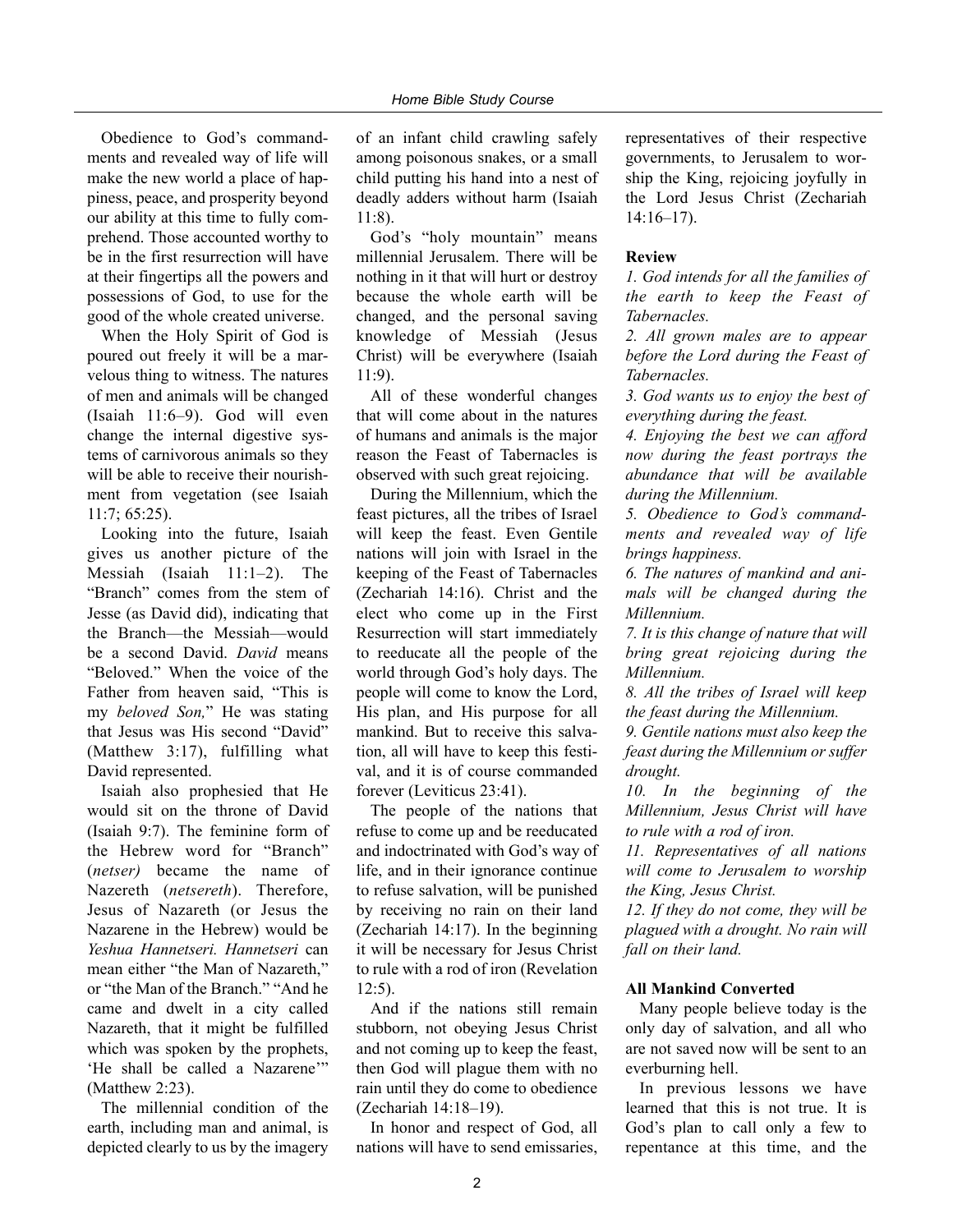Obedience to God's commandments and revealed way of life will make the new world a place of happiness, peace, and prosperity beyond our ability at this time to fully comprehend. Those accounted worthy to be in the first resurrection will have at their fingertips all the powers and possessions of God, to use for the good of the whole created universe.

When the Holy Spirit of God is poured out freely it will be a marvelous thing to witness. The natures of men and animals will be changed (Isaiah 11:6–9). God will even change the internal digestive systems of carnivorous animals so they will be able to receive their nourishment from vegetation (see Isaiah 11:7; 65:25).

Looking into the future, Isaiah gives us another picture of the Messiah (Isaiah 11:1–2). The "Branch" comes from the stem of Jesse (as David did), indicating that the Branch—the Messiah—would be a second David. *David* means "Beloved." When the voice of the Father from heaven said, "This is my *beloved Son,*" He was stating that Jesus was His second "David" (Matthew 3:17), fulfilling what David represented.

Isaiah also prophesied that He would sit on the throne of David (Isaiah 9:7). The feminine form of the Hebrew word for "Branch" (*netser)* became the name of Nazereth (*netsereth*). Therefore, Jesus of Nazareth (or Jesus the Nazarene in the Hebrew) would be *Yeshua Hannetseri. Hannetseri* can mean either "the Man of Nazareth," or "the Man of the Branch." "And he came and dwelt in a city called Nazareth, that it might be fulfilled which was spoken by the prophets, 'He shall be called a Nazarene'" (Matthew 2:23).

The millennial condition of the earth, including man and animal, is depicted clearly to us by the imagery of an infant child crawling safely among poisonous snakes, or a small child putting his hand into a nest of deadly adders without harm (Isaiah 11:8).

God's "holy mountain" means millennial Jerusalem. There will be nothing in it that will hurt or destroy because the whole earth will be changed, and the personal saving knowledge of Messiah (Jesus Christ) will be everywhere (Isaiah 11:9).

All of these wonderful changes that will come about in the natures of humans and animals is the major reason the Feast of Tabernacles is observed with such great rejoicing.

During the Millennium, which the feast pictures, all the tribes of Israel will keep the feast. Even Gentile nations will join with Israel in the keeping of the Feast of Tabernacles (Zechariah 14:16). Christ and the elect who come up in the First Resurrection will start immediately to reeducate all the people of the world through God's holy days. The people will come to know the Lord, His plan, and His purpose for all mankind. But to receive this salvation, all will have to keep this festival, and it is of course commanded forever (Leviticus 23:41).

The people of the nations that refuse to come up and be reeducated and indoctrinated with God's way of life, and in their ignorance continue to refuse salvation, will be punished by receiving no rain on their land (Zechariah 14:17). In the beginning it will be necessary for Jesus Christ to rule with a rod of iron (Revelation 12:5).

And if the nations still remain stubborn, not obeying Jesus Christ and not coming up to keep the feast, then God will plague them with no rain until they do come to obedience (Zechariah 14:18–19).

In honor and respect of God, all nations will have to send emissaries, representatives of their respective governments, to Jerusalem to worship the King, rejoicing joyfully in the Lord Jesus Christ (Zechariah 14:16–17).

**Review**

*1. God intends for all the families of the earth to keep the Feast of Tabernacles.*

*2. All grown males are to appear before the Lord during the Feast of Tabernacles.*

*3. God wants us to enjoy the best of everything during the feast.*

*4. Enjoying the best we can afford now during the feast portrays the abundance that will be available during the Millennium.*

*5. Obedience to God's commandments and revealed way of life brings happiness.*

*6. The natures of mankind and animals will be changed during the Millennium.*

*7. It is this change of nature that will bring great rejoicing during the Millennium.*

*8. All the tribes of Israel will keep the feast during the Millennium.*

*9. Gentile nations must also keep the feast during the Millennium or suffer drought.*

*10. In the beginning of the Millennium, Jesus Christ will have to rule with a rod of iron.*

*11. Representatives of all nations will come to Jerusalem to worship the King, Jesus Christ.*

*12. If they do not come, they will be plagued with a drought. No rain will fall on their land.*

**All Mankind Converted**

Many people believe today is the only day of salvation, and all who are not saved now will be sent to an everburning hell.

In previous lessons we have learned that this is not true. It is God's plan to call only a few to repentance at this time, and the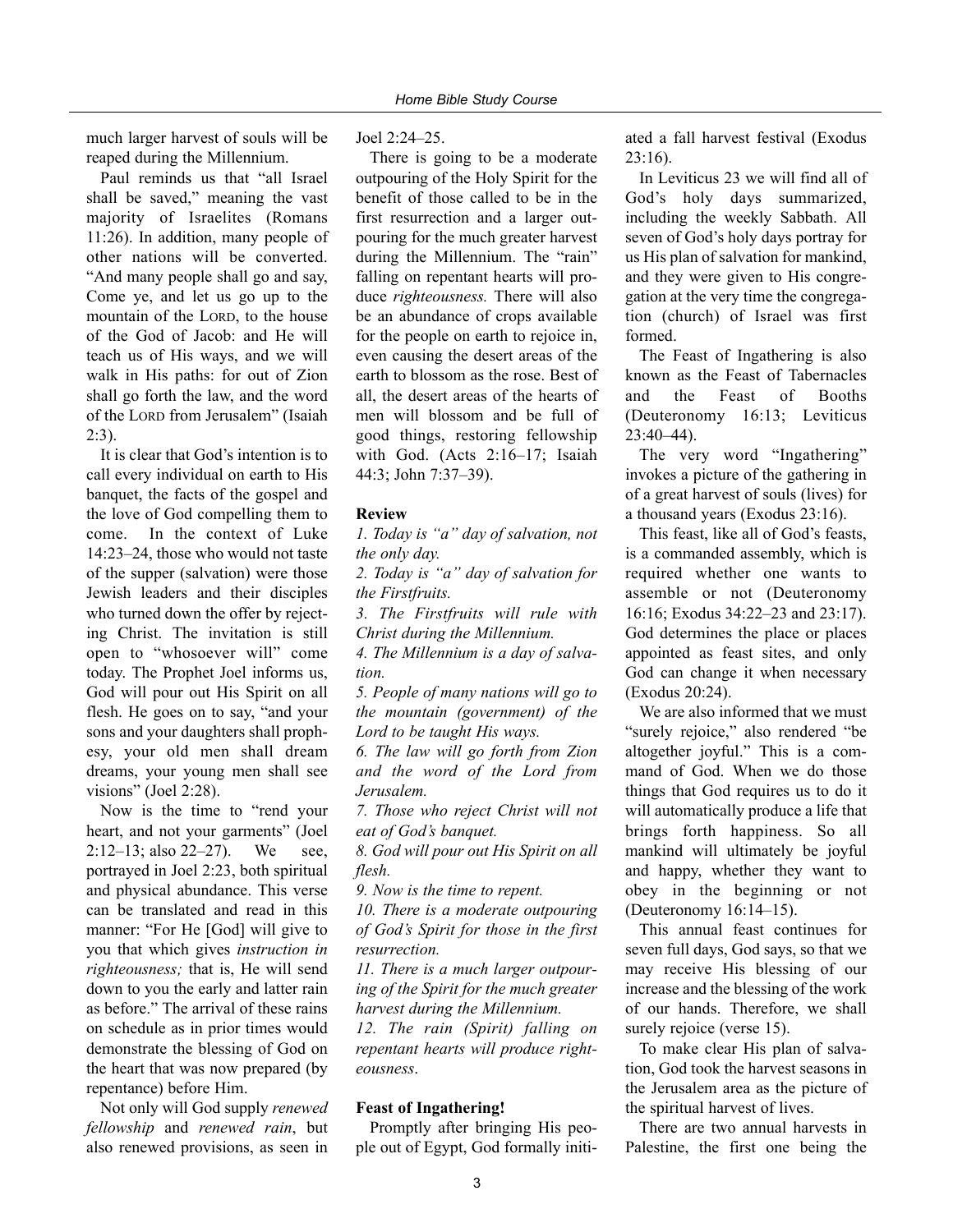much larger harvest of souls will be reaped during the Millennium.

Paul reminds us that "all Israel shall be saved," meaning the vast majority of Israelites (Romans 11:26). In addition, many people of other nations will be converted. "And many people shall go and say, Come ye, and let us go up to the mountain of the LORD, to the house of the God of Jacob: and He will teach us of His ways, and we will walk in His paths: for out of Zion shall go forth the law, and the word of the LORD from Jerusalem" (Isaiah 2:3).

It is clear that God's intention is to call every individual on earth to His banquet, the facts of the gospel and the love of God compelling them to come. In the context of Luke 14:23–24, those who would not taste of the supper (salvation) were those Jewish leaders and their disciples who turned down the offer by rejecting Christ. The invitation is still open to "whosoever will" come today. The Prophet Joel informs us, God will pour out His Spirit on all flesh. He goes on to say, "and your sons and your daughters shall prophesy, your old men shall dream dreams, your young men shall see visions" (Joel 2:28).

Now is the time to "rend your heart, and not your garments" (Joel 2:12–13; also 22–27). We see, portrayed in Joel 2:23, both spiritual and physical abundance. This verse can be translated and read in this manner: "For He [God] will give to you that which gives *instruction in righteousness;* that is, He will send down to you the early and latter rain as before." The arrival of these rains on schedule as in prior times would demonstrate the blessing of God on the heart that was now prepared (by repentance) before Him.

Not only will God supply *renewed fellowship* and *renewed rain*, but also renewed provisions, as seen in Joel 2:24–25.

There is going to be a moderate outpouring of the Holy Spirit for the benefit of those called to be in the first resurrection and a larger outpouring for the much greater harvest during the Millennium. The "rain" falling on repentant hearts will produce *righteousness.* There will also be an abundance of crops available for the people on earth to rejoice in, even causing the desert areas of the earth to blossom as the rose. Best of all, the desert areas of the hearts of men will blossom and be full of good things, restoring fellowship with God. (Acts 2:16–17; Isaiah 44:3; John 7:37–39).

**Review**

*1. Today is "a" day of salvation, not the only day.*

*2. Today is "a" day of salvation for the Firstfruits.*

*3. The Firstfruits will rule with Christ during the Millennium.*

*4. The Millennium is a day of salvation.*

*5. People of many nations will go to the mountain (government) of the Lord to be taught His ways.*

*6. The law will go forth from Zion and the word of the Lord from Jerusalem.*

*7. Those who reject Christ will not eat of God's banquet.*

*8. God will pour out His Spirit on all flesh.*

*9. Now is the time to repent.*

*10. There is a moderate outpouring of God's Spirit for those in the first resurrection.*

*11. There is a much larger outpouring of the Spirit for the much greater harvest during the Millennium.*

*12. The rain (Spirit) falling on repentant hearts will produce righteousness*.

**Feast of Ingathering!**

Promptly after bringing His people out of Egypt, God formally initiated a fall harvest festival (Exodus 23:16).

In Leviticus 23 we will find all of God's holy days summarized, including the weekly Sabbath. All seven of God's holy days portray for us His plan of salvation for mankind, and they were given to His congregation at the very time the congregation (church) of Israel was first formed.

The Feast of Ingathering is also known as the Feast of Tabernacles and the Feast of Booths (Deuteronomy 16:13; Leviticus 23:40–44).

The very word "Ingathering" invokes a picture of the gathering in of a great harvest of souls (lives) for a thousand years (Exodus 23:16).

This feast, like all of God's feasts, is a commanded assembly, which is required whether one wants to assemble or not (Deuteronomy 16:16; Exodus 34:22–23 and 23:17). God determines the place or places appointed as feast sites, and only God can change it when necessary (Exodus 20:24).

We are also informed that we must "surely rejoice," also rendered "be altogether joyful." This is a command of God. When we do those things that God requires us to do it will automatically produce a life that brings forth happiness. So all mankind will ultimately be joyful and happy, whether they want to obey in the beginning or not (Deuteronomy 16:14–15).

This annual feast continues for seven full days, God says, so that we may receive His blessing of our increase and the blessing of the work of our hands. Therefore, we shall surely rejoice (verse 15).

To make clear His plan of salvation, God took the harvest seasons in the Jerusalem area as the picture of the spiritual harvest of lives.

There are two annual harvests in Palestine, the first one being the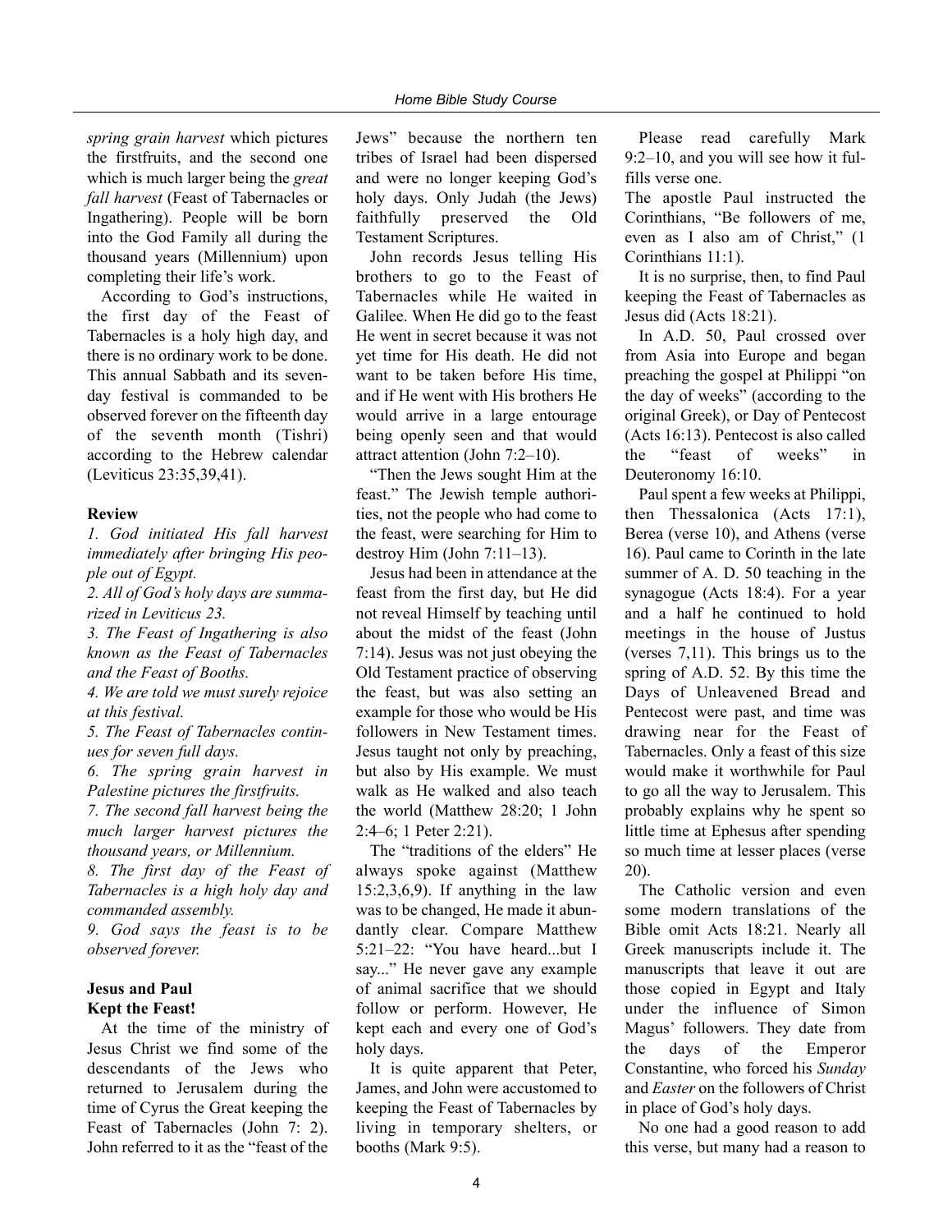*spring grain harvest* which pictures the firstfruits, and the second one which is much larger being the *great fall harvest* (Feast of Tabernacles or Ingathering). People will be born into the God Family all during the thousand years (Millennium) upon completing their life's work.

According to God's instructions, the first day of the Feast of Tabernacles is a holy high day, and there is no ordinary work to be done. This annual Sabbath and its seven-day festival is commanded to be observed forever on the fifteenth day of the seventh month (Tishri) according to the Hebrew calendar (Leviticus 23:35,39,41).

**Review**

*1. God initiated His fall harvest immediately after bringing His people out of Egypt.*

*2. All of God's holy days are summarized in Leviticus 23.*

*3. The Feast of Ingathering is also known as the Feast of Tabernacles and the Feast of Booths.*

*4. We are told we must surely rejoice at this festival.*

*5. The Feast of Tabernacles continues for seven full days.*

*6. The spring grain harvest in Palestine pictures the firstfruits.*

*7. The second fall harvest being the much larger harvest pictures the thousand years, or Millennium.*

*8. The first day of the Feast of Tabernacles is a high holy day and commanded assembly.*

*9. God says the feast is to be observed forever.*

## Jesus and Paul Kept the Feast!

At the time of the ministry of Jesus Christ we find some of the descendants of the Jews who returned to Jerusalem during the time of Cyrus the Great keeping the Feast of Tabernacles (John 7: 2). John referred to it as the "feast of the Jews" because the northern ten tribes of Israel had been dispersed and were no longer keeping God's holy days. Only Judah (the Jews) faithfully preserved the Old Testament Scriptures.

John records Jesus telling His brothers to go to the Feast of Tabernacles while He waited in Galilee. When He did go to the feast He went in secret because it was not yet time for His death. He did not want to be taken before His time, and if He went with His brothers He would arrive in a large entourage being openly seen and that would attract attention (John 7:2–10).

"Then the Jews sought Him at the feast." The Jewish temple authorities, not the people who had come to the feast, were searching for Him to destroy Him (John 7:11–13).

Jesus had been in attendance at the feast from the first day, but He did not reveal Himself by teaching until about the midst of the feast (John 7:14). Jesus was not just obeying the Old Testament practice of observing the feast, but was also setting an example for those who would be His followers in New Testament times. Jesus taught not only by preaching, but also by His example. We must walk as He walked and also teach the world (Matthew 28:20; 1 John 2:4–6; 1 Peter 2:21).

The "traditions of the elders" He always spoke against (Matthew 15:2,3,6,9). If anything in the law was to be changed, He made it abundantly clear. Compare Matthew 5:21–22: "You have heard...but I say..." He never gave any example of animal sacrifice that we should follow or perform. However, He kept each and every one of God's holy days.

It is quite apparent that Peter, James, and John were accustomed to keeping the Feast of Tabernacles by living in temporary shelters, or booths (Mark 9:5).

Please read carefully Mark 9:2–10, and you will see how it fulfills verse one.

The apostle Paul instructed the Corinthians, "Be followers of me, even as I also am of Christ," (1 Corinthians 11:1).

It is no surprise, then, to find Paul keeping the Feast of Tabernacles as Jesus did (Acts 18:21).

In A.D. 50, Paul crossed over from Asia into Europe and began preaching the gospel at Philippi "on the day of weeks" (according to the original Greek), or Day of Pentecost (Acts 16:13). Pentecost is also called the "feast of weeks" in Deuteronomy 16:10.

Paul spent a few weeks at Philippi, then Thessalonica (Acts 17:1), Berea (verse 10), and Athens (verse 16). Paul came to Corinth in the late summer of A. D. 50 teaching in the synagogue (Acts 18:4). For a year and a half he continued to hold meetings in the house of Justus (verses 7,11). This brings us to the spring of A.D. 52. By this time the Days of Unleavened Bread and Pentecost were past, and time was drawing near for the Feast of Tabernacles. Only a feast of this size would make it worthwhile for Paul to go all the way to Jerusalem. This probably explains why he spent so little time at Ephesus after spending so much time at lesser places (verse 20).

The Catholic version and even some modern translations of the Bible omit Acts 18:21. Nearly all Greek manuscripts include it. The manuscripts that leave it out are those copied in Egypt and Italy under the influence of Simon Magus' followers. They date from the days of the Emperor Constantine, who forced his *Sunday* and *Easter* on the followers of Christ in place of God's holy days.

No one had a good reason to add this verse, but many had a reason to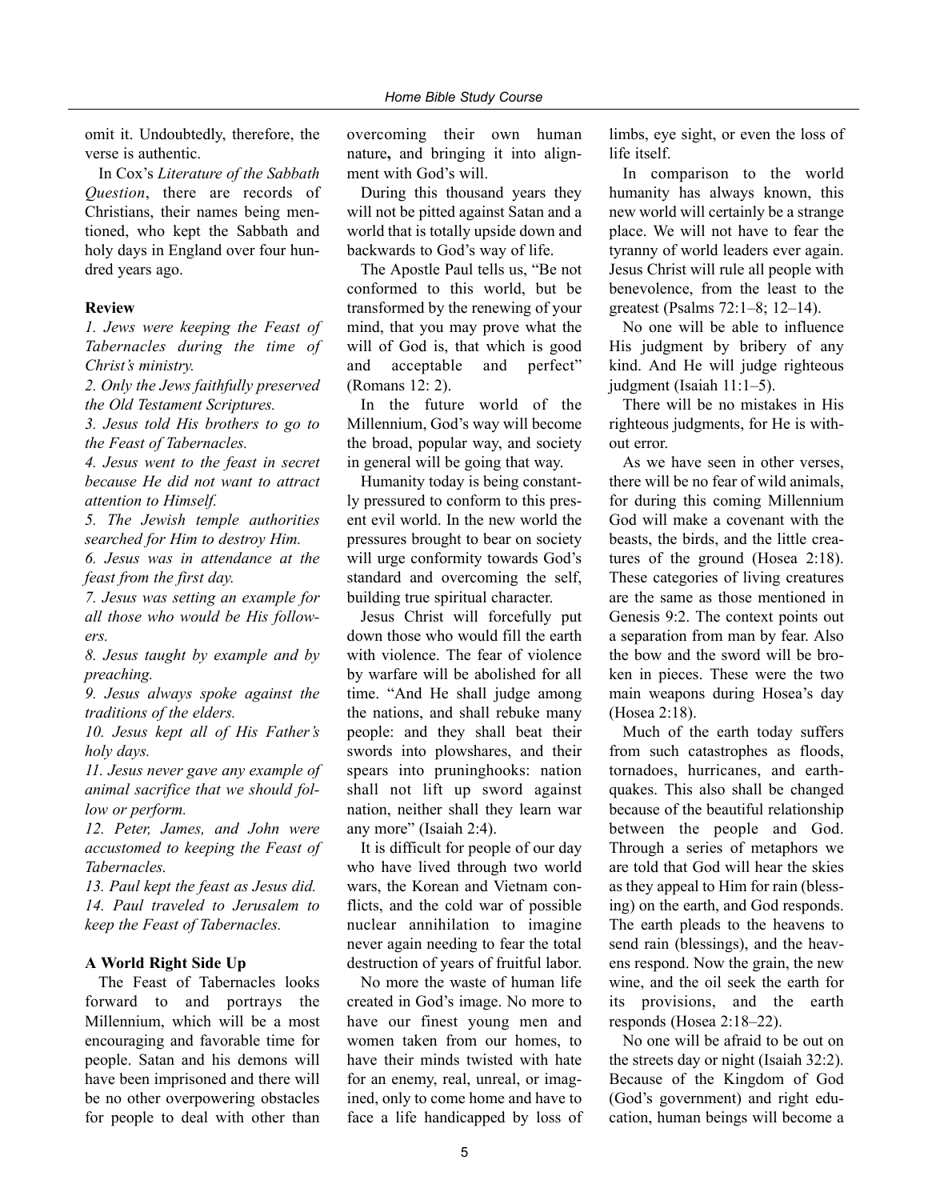omit it. Undoubtedly, therefore, the verse is authentic.

In Cox's *Literature of the Sabbath Question*, there are records of Christians, their names being mentioned, who kept the Sabbath and holy days in England over four hundred years ago.

**Review**

*1. Jews were keeping the Feast of Tabernacles during the time of Christ's ministry.*

*2. Only the Jews faithfully preserved the Old Testament Scriptures.*

*3. Jesus told His brothers to go to the Feast of Tabernacles.*

*4. Jesus went to the feast in secret because He did not want to attract attention to Himself.*

*5. The Jewish temple authorities searched for Him to destroy Him.*

*6. Jesus was in attendance at the feast from the first day.*

*7. Jesus was setting an example for all those who would be His followers.*

*8. Jesus taught by example and by preaching.*

*9. Jesus always spoke against the traditions of the elders.*

*10. Jesus kept all of His Father's holy days.*

*11. Jesus never gave any example of animal sacrifice that we should follow or perform.*

*12. Peter, James, and John were accustomed to keeping the Feast of Tabernacles.*

*13. Paul kept the feast as Jesus did.*

*14. Paul traveled to Jerusalem to keep the Feast of Tabernacles.*

**A World Right Side Up**

The Feast of Tabernacles looks forward to and portrays the Millennium, which will be a most encouraging and favorable time for people. Satan and his demons will have been imprisoned and there will be no other overpowering obstacles for people to deal with other than overcoming their own human nature**,** and bringing it into alignment with God's will.

During this thousand years they will not be pitted against Satan and a world that is totally upside down and backwards to God's way of life.

The Apostle Paul tells us, "Be not conformed to this world, but be transformed by the renewing of your mind, that you may prove what the will of God is, that which is good and acceptable and perfect" (Romans 12: 2).

In the future world of the Millennium, God's way will become the broad, popular way, and society in general will be going that way.

Humanity today is being constantly pressured to conform to this present evil world. In the new world the pressures brought to bear on society will urge conformity towards God's standard and overcoming the self, building true spiritual character.

Jesus Christ will forcefully put down those who would fill the earth with violence. The fear of violence by warfare will be abolished for all time. "And He shall judge among the nations, and shall rebuke many people: and they shall beat their swords into plowshares, and their spears into pruninghooks: nation shall not lift up sword against nation, neither shall they learn war any more" (Isaiah 2:4).

It is difficult for people of our day who have lived through two world wars, the Korean and Vietnam conflicts, and the cold war of possible nuclear annihilation to imagine never again needing to fear the total destruction of years of fruitful labor.

No more the waste of human life created in God's image. No more to have our finest young men and women taken from our homes, to have their minds twisted with hate for an enemy, real, unreal, or imagined, only to come home and have to face a life handicapped by loss of limbs, eye sight, or even the loss of life itself.

In comparison to the world humanity has always known, this new world will certainly be a strange place. We will not have to fear the tyranny of world leaders ever again. Jesus Christ will rule all people with benevolence, from the least to the greatest (Psalms 72:1–8; 12–14).

No one will be able to influence His judgment by bribery of any kind. And He will judge righteous judgment (Isaiah 11:1–5).

There will be no mistakes in His righteous judgments, for He is without error.

As we have seen in other verses, there will be no fear of wild animals, for during this coming Millennium God will make a covenant with the beasts, the birds, and the little creatures of the ground (Hosea 2:18). These categories of living creatures are the same as those mentioned in Genesis 9:2. The context points out a separation from man by fear. Also the bow and the sword will be broken in pieces. These were the two main weapons during Hosea's day (Hosea 2:18).

Much of the earth today suffers from such catastrophes as floods, tornadoes, hurricanes, and earthquakes. This also shall be changed because of the beautiful relationship between the people and God. Through a series of metaphors we are told that God will hear the skies as they appeal to Him for rain (blessing) on the earth, and God responds. The earth pleads to the heavens to send rain (blessings), and the heavens respond. Now the grain, the new wine, and the oil seek the earth for its provisions, and the earth responds (Hosea 2:18–22).

No one will be afraid to be out on the streets day or night (Isaiah 32:2). Because of the Kingdom of God (God's government) and right education, human beings will become a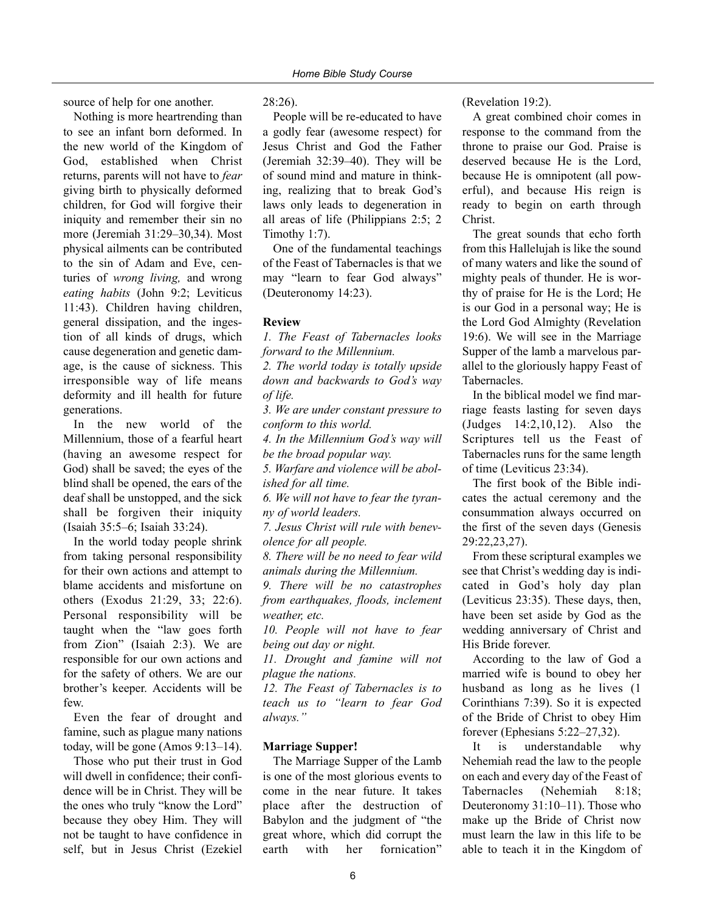source of help for one another.

Nothing is more heartrending than to see an infant born deformed. In the new world of the Kingdom of God, established when Christ returns, parents will not have to *fear* giving birth to physically deformed children, for God will forgive their iniquity and remember their sin no more (Jeremiah 31:29–30,34). Most physical ailments can be contributed to the sin of Adam and Eve, centuries of *wrong living,* and wrong *eating habits* (John 9:2; Leviticus 11:43). Children having children, general dissipation, and the ingestion of all kinds of drugs, which cause degeneration and genetic damage, is the cause of sickness. This irresponsible way of life means deformity and ill health for future generations.

In the new world of the Millennium, those of a fearful heart (having an awesome respect for God) shall be saved; the eyes of the blind shall be opened, the ears of the deaf shall be unstopped, and the sick shall be forgiven their iniquity (Isaiah 35:5–6; Isaiah 33:24).

In the world today people shrink from taking personal responsibility for their own actions and attempt to blame accidents and misfortune on others (Exodus 21:29, 33; 22:6). Personal responsibility will be taught when the "law goes forth from Zion" (Isaiah 2:3). We are responsible for our own actions and for the safety of others. We are our brother's keeper. Accidents will be few.

Even the fear of drought and famine, such as plague many nations today, will be gone (Amos 9:13–14).

Those who put their trust in God will dwell in confidence; their confidence will be in Christ. They will be the ones who truly "know the Lord" because they obey Him. They will not be taught to have confidence in self, but in Jesus Christ (Ezekiel 28:26).

People will be re-educated to have a godly fear (awesome respect) for Jesus Christ and God the Father (Jeremiah 32:39–40). They will be of sound mind and mature in thinking, realizing that to break God's laws only leads to degeneration in all areas of life (Philippians 2:5; 2 Timothy 1:7).

One of the fundamental teachings of the Feast of Tabernacles is that we may "learn to fear God always" (Deuteronomy 14:23).

**Review**

*1. The Feast of Tabernacles looks forward to the Millennium.*

*2. The world today is totally upside down and backwards to God's way of life.*

*3. We are under constant pressure to conform to this world.*

*4. In the Millennium God's way will be the broad popular way.*

*5. Warfare and violence will be abolished for all time.*

*6. We will not have to fear the tyranny of world leaders.*

*7. Jesus Christ will rule with benevolence for all people.*

*8. There will be no need to fear wild animals during the Millennium.*

*9. There will be no catastrophes from earthquakes, floods, inclement weather, etc.*

*10. People will not have to fear being out day or night.*

*11. Drought and famine will not plague the nations.*

*12. The Feast of Tabernacles is to teach us to "learn to fear God always."*

**Marriage Supper!**

The Marriage Supper of the Lamb is one of the most glorious events to come in the near future. It takes place after the destruction of Babylon and the judgment of "the great whore, which did corrupt the earth with her fornication" (Revelation 19:2).

A great combined choir comes in response to the command from the throne to praise our God. Praise is deserved because He is the Lord, because He is omnipotent (all powerful), and because His reign is ready to begin on earth through Christ.

The great sounds that echo forth from this Hallelujah is like the sound of many waters and like the sound of mighty peals of thunder. He is worthy of praise for He is the Lord; He is our God in a personal way; He is the Lord God Almighty (Revelation 19:6). We will see in the Marriage Supper of the lamb a marvelous parallel to the gloriously happy Feast of Tabernacles.

In the biblical model we find marriage feasts lasting for seven days (Judges 14:2,10,12). Also the Scriptures tell us the Feast of Tabernacles runs for the same length of time (Leviticus 23:34).

The first book of the Bible indicates the actual ceremony and the consummation always occurred on the first of the seven days (Genesis 29:22,23,27).

From these scriptural examples we see that Christ's wedding day is indicated in God's holy day plan (Leviticus 23:35). These days, then, have been set aside by God as the wedding anniversary of Christ and His Bride forever.

According to the law of God a married wife is bound to obey her husband as long as he lives (1 Corinthians 7:39). So it is expected of the Bride of Christ to obey Him forever (Ephesians 5:22–27,32).

It is understandable why Nehemiah read the law to the people on each and every day of the Feast of Tabernacles (Nehemiah 8:18; Deuteronomy 31:10–11). Those who make up the Bride of Christ now must learn the law in this life to be able to teach it in the Kingdom of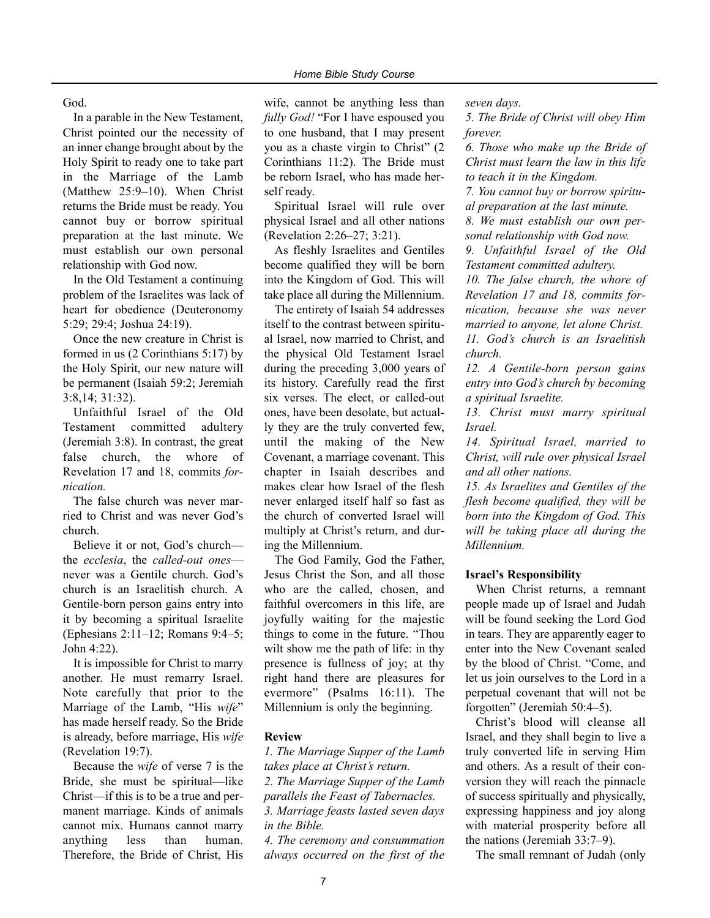God.

In a parable in the New Testament, Christ pointed our the necessity of an inner change brought about by the Holy Spirit to ready one to take part in the Marriage of the Lamb (Matthew 25:9–10). When Christ returns the Bride must be ready. You cannot buy or borrow spiritual preparation at the last minute. We must establish our own personal relationship with God now.

In the Old Testament a continuing problem of the Israelites was lack of heart for obedience (Deuteronomy 5:29; 29:4; Joshua 24:19).

Once the new creature in Christ is formed in us (2 Corinthians 5:17) by the Holy Spirit, our new nature will be permanent (Isaiah 59:2; Jeremiah 3:8,14; 31:32).

Unfaithful Israel of the Old Testament committed adultery (Jeremiah 3:8). In contrast, the great false church, the whore of Revelation 17 and 18, commits *fornication.*

The false church was never married to Christ and was never God's church.

Believe it or not, God's church—the *ecclesia*, the *called-out ones*—never was a Gentile church. God's church is an Israelitish church. A Gentile-born person gains entry into it by becoming a spiritual Israelite (Ephesians 2:11–12; Romans 9:4–5; John 4:22).

It is impossible for Christ to marry another. He must remarry Israel. Note carefully that prior to the Marriage of the Lamb, "His *wife*" has made herself ready. So the Bride is already, before marriage, His *wife* (Revelation 19:7).

Because the *wife* of verse 7 is the Bride, she must be spiritual—like Christ—if this is to be a true and permanent marriage. Kinds of animals cannot mix. Humans cannot marry anything less than human. Therefore, the Bride of Christ, His wife, cannot be anything less than *fully God!* "For I have espoused you to one husband, that I may present you as a chaste virgin to Christ" (2 Corinthians 11:2). The Bride must be reborn Israel, who has made herself ready.

Spiritual Israel will rule over physical Israel and all other nations (Revelation 2:26–27; 3:21).

As fleshly Israelites and Gentiles become qualified they will be born into the Kingdom of God. This will take place all during the Millennium.

The entirety of Isaiah 54 addresses itself to the contrast between spiritual Israel, now married to Christ, and the physical Old Testament Israel during the preceding 3,000 years of its history. Carefully read the first six verses. The elect, or called-out ones, have been desolate, but actually they are the truly converted few, until the making of the New Covenant, a marriage covenant. This chapter in Isaiah describes and makes clear how Israel of the flesh never enlarged itself half so fast as the church of converted Israel will multiply at Christ's return, and during the Millennium.

The God Family, God the Father, Jesus Christ the Son, and all those who are the called, chosen, and faithful overcomers in this life, are joyfully waiting for the majestic things to come in the future. "Thou wilt show me the path of life: in thy presence is fullness of joy; at thy right hand there are pleasures for evermore" (Psalms 16:11). The Millennium is only the beginning.

**Review**

*1. The Marriage Supper of the Lamb takes place at Christ's return.*
*2. The Marriage Supper of the Lamb parallels the Feast of Tabernacles.*
*3. Marriage feasts lasted seven days in the Bible.*
*4. The ceremony and consummation always occurred on the first of the seven days.*
*5. The Bride of Christ will obey Him forever.*
*6. Those who make up the Bride of Christ must learn the law in this life to teach it in the Kingdom.*
*7. You cannot buy or borrow spiritual preparation at the last minute.*
*8. We must establish our own personal relationship with God now.*
*9. Unfaithful Israel of the Old Testament committed adultery.*
*10. The false church, the whore of Revelation 17 and 18, commits fornication, because she was never married to anyone, let alone Christ.*
*11. God's church is an Israelitish church.*
*12. A Gentile-born person gains entry into God's church by becoming a spiritual Israelite.*
*13. Christ must marry spiritual Israel.*
*14. Spiritual Israel, married to Christ, will rule over physical Israel and all other nations.*
*15. As Israelites and Gentiles of the flesh become qualified, they will be born into the Kingdom of God. This will be taking place all during the Millennium.*

**Israel's Responsibility**

When Christ returns, a remnant people made up of Israel and Judah will be found seeking the Lord God in tears. They are apparently eager to enter into the New Covenant sealed by the blood of Christ. "Come, and let us join ourselves to the Lord in a perpetual covenant that will not be forgotten" (Jeremiah 50:4–5).

Christ's blood will cleanse all Israel, and they shall begin to live a truly converted life in serving Him and others. As a result of their conversion they will reach the pinnacle of success spiritually and physically, expressing happiness and joy along with material prosperity before all the nations (Jeremiah 33:7–9).

The small remnant of Judah (only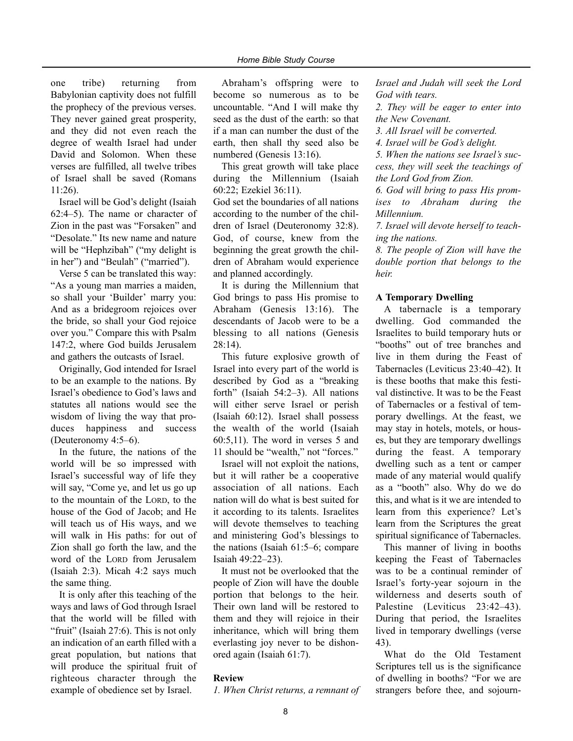one tribe) returning from Babylonian captivity does not fulfill the prophecy of the previous verses. They never gained great prosperity, and they did not even reach the degree of wealth Israel had under David and Solomon. When these verses are fulfilled, all twelve tribes of Israel shall be saved (Romans 11:26).

Israel will be God's delight (Isaiah 62:4–5). The name or character of Zion in the past was "Forsaken" and "Desolate." Its new name and nature will be "Hephzibah" ("my delight is in her") and "Beulah" ("married").

Verse 5 can be translated this way: "As a young man marries a maiden, so shall your 'Builder' marry you: And as a bridegroom rejoices over the bride, so shall your God rejoice over you." Compare this with Psalm 147:2, where God builds Jerusalem and gathers the outcasts of Israel.

Originally, God intended for Israel to be an example to the nations. By Israel's obedience to God's laws and statutes all nations would see the wisdom of living the way that produces happiness and success (Deuteronomy 4:5–6).

In the future, the nations of the world will be so impressed with Israel's successful way of life they will say, "Come ye, and let us go up to the mountain of the LORD, to the house of the God of Jacob; and He will teach us of His ways, and we will walk in His paths: for out of Zion shall go forth the law, and the word of the LORD from Jerusalem (Isaiah 2:3). Micah 4:2 says much the same thing.

It is only after this teaching of the ways and laws of God through Israel that the world will be filled with "fruit" (Isaiah 27:6). This is not only an indication of an earth filled with a great population, but nations that will produce the spiritual fruit of righteous character through the example of obedience set by Israel.

Abraham's offspring were to become so numerous as to be uncountable. "And I will make thy seed as the dust of the earth: so that if a man can number the dust of the earth, then shall thy seed also be numbered (Genesis 13:16).

This great growth will take place during the Millennium (Isaiah 60:22; Ezekiel 36:11).

God set the boundaries of all nations according to the number of the children of Israel (Deuteronomy 32:8). God, of course, knew from the beginning the great growth the children of Abraham would experience and planned accordingly.

It is during the Millennium that God brings to pass His promise to Abraham (Genesis 13:16). The descendants of Jacob were to be a blessing to all nations (Genesis 28:14).

This future explosive growth of Israel into every part of the world is described by God as a "breaking forth" (Isaiah 54:2–3). All nations will either serve Israel or perish (Isaiah 60:12). Israel shall possess the wealth of the world (Isaiah 60:5,11). The word in verses 5 and 11 should be "wealth," not "forces."

Israel will not exploit the nations, but it will rather be a cooperative association of all nations. Each nation will do what is best suited for it according to its talents. Israelites will devote themselves to teaching and ministering God's blessings to the nations (Isaiah 61:5–6; compare Isaiah 49:22–23).

It must not be overlooked that the people of Zion will have the double portion that belongs to the heir. Their own land will be restored to them and they will rejoice in their inheritance, which will bring them everlasting joy never to be dishonored again (Isaiah 61:7).

**Review**

*1. When Christ returns, a remnant of Israel and Judah will seek the Lord God with tears.*

*2. They will be eager to enter into the New Covenant.*

*3. All Israel will be converted.*

*4. Israel will be God's delight.*

*5. When the nations see Israel's success, they will seek the teachings of the Lord God from Zion.*

*6. God will bring to pass His promises to Abraham during the Millennium.*

*7. Israel will devote herself to teaching the nations.*

*8. The people of Zion will have the double portion that belongs to the heir.*

**A Temporary Dwelling**

A tabernacle is a temporary dwelling. God commanded the Israelites to build temporary huts or "booths" out of tree branches and live in them during the Feast of Tabernacles (Leviticus 23:40–42). It is these booths that make this festival distinctive. It was to be the Feast of Tabernacles or a festival of temporary dwellings. At the feast, we may stay in hotels, motels, or houses, but they are temporary dwellings during the feast. A temporary dwelling such as a tent or camper made of any material would qualify as a "booth" also. Why do we do this, and what is it we are intended to learn from this experience? Let's learn from the Scriptures the great spiritual significance of Tabernacles.

This manner of living in booths keeping the Feast of Tabernacles was to be a continual reminder of Israel's forty-year sojourn in the wilderness and deserts south of Palestine (Leviticus 23:42–43). During that period, the Israelites lived in temporary dwellings (verse 43).

What do the Old Testament Scriptures tell us is the significance of dwelling in booths? "For we are strangers before thee, and sojourn-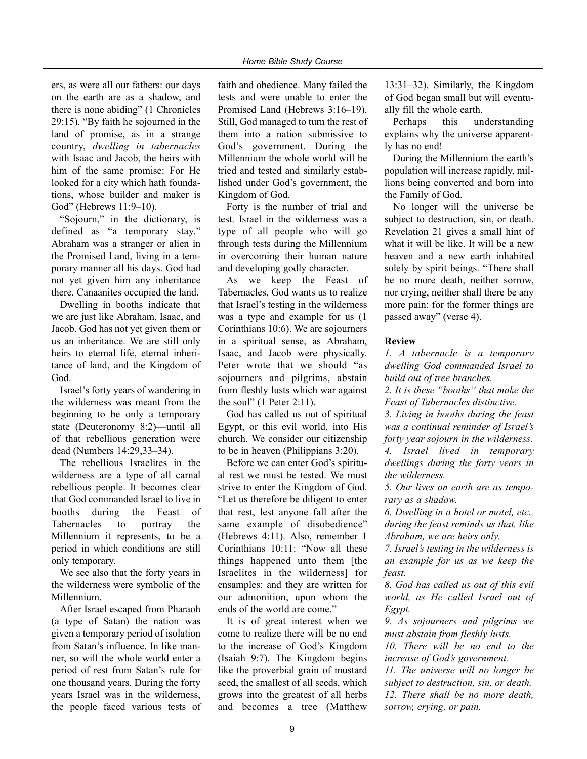ers, as were all our fathers: our days on the earth are as a shadow, and there is none abiding" (1 Chronicles 29:15). "By faith he sojourned in the land of promise, as in a strange country, *dwelling in tabernacles* with Isaac and Jacob, the heirs with him of the same promise: For He looked for a city which hath foundations, whose builder and maker is God" (Hebrews 11:9–10).

"Sojourn," in the dictionary, is defined as "a temporary stay." Abraham was a stranger or alien in the Promised Land, living in a temporary manner all his days. God had not yet given him any inheritance there. Canaanites occupied the land.

Dwelling in booths indicate that we are just like Abraham, Isaac, and Jacob. God has not yet given them or us an inheritance. We are still only heirs to eternal life, eternal inheritance of land, and the Kingdom of God.

Israel's forty years of wandering in the wilderness was meant from the beginning to be only a temporary state (Deuteronomy 8:2)—until all of that rebellious generation were dead (Numbers 14:29,33–34).

The rebellious Israelites in the wilderness are a type of all carnal rebellious people. It becomes clear that God commanded Israel to live in booths during the Feast of Tabernacles to portray the Millennium it represents, to be a period in which conditions are still only temporary.

We see also that the forty years in the wilderness were symbolic of the Millennium.

After Israel escaped from Pharaoh (a type of Satan) the nation was given a temporary period of isolation from Satan's influence. In like manner, so will the whole world enter a period of rest from Satan's rule for one thousand years. During the forty years Israel was in the wilderness, the people faced various tests of faith and obedience. Many failed the tests and were unable to enter the Promised Land (Hebrews 3:16–19). Still, God managed to turn the rest of them into a nation submissive to God's government. During the Millennium the whole world will be tried and tested and similarly established under God's government, the Kingdom of God.

Forty is the number of trial and test. Israel in the wilderness was a type of all people who will go through tests during the Millennium in overcoming their human nature and developing godly character.

As we keep the Feast of Tabernacles, God wants us to realize that Israel's testing in the wilderness was a type and example for us (1 Corinthians 10:6). We are sojourners in a spiritual sense, as Abraham, Isaac, and Jacob were physically. Peter wrote that we should "as sojourners and pilgrims, abstain from fleshly lusts which war against the soul" (1 Peter 2:11).

God has called us out of spiritual Egypt, or this evil world, into His church. We consider our citizenship to be in heaven (Philippians 3:20).

Before we can enter God's spiritual rest we must be tested. We must strive to enter the Kingdom of God. "Let us therefore be diligent to enter that rest, lest anyone fall after the same example of disobedience" (Hebrews 4:11). Also, remember 1 Corinthians 10:11: "Now all these things happened unto them [the Israelites in the wilderness] for ensamples: and they are written for our admonition, upon whom the ends of the world are come."

It is of great interest when we come to realize there will be no end to the increase of God's Kingdom (Isaiah 9:7). The Kingdom begins like the proverbial grain of mustard seed, the smallest of all seeds, which grows into the greatest of all herbs and becomes a tree (Matthew 13:31–32). Similarly, the Kingdom of God began small but will eventually fill the whole earth.

Perhaps this understanding explains why the universe apparently has no end!

During the Millennium the earth's population will increase rapidly, millions being converted and born into the Family of God.

No longer will the universe be subject to destruction, sin, or death. Revelation 21 gives a small hint of what it will be like. It will be a new heaven and a new earth inhabited solely by spirit beings. "There shall be no more death, neither sorrow, nor crying, neither shall there be any more pain: for the former things are passed away" (verse 4).

**Review**

*1. A tabernacle is a temporary dwelling God commanded Israel to build out of tree branches.*

*2. It is these "booths" that make the Feast of Tabernacles distinctive.*

*3. Living in booths during the feast was a continual reminder of Israel's forty year sojourn in the wilderness.*

*4. Israel lived in temporary dwellings during the forty years in the wilderness.*

*5. Our lives on earth are as temporary as a shadow.*

*6. Dwelling in a hotel or motel, etc., during the feast reminds us that, like Abraham, we are heirs only.*

*7. Israel's testing in the wilderness is an example for us as we keep the feast.*

*8. God has called us out of this evil world, as He called Israel out of Egypt.*

*9. As sojourners and pilgrims we must abstain from fleshly lusts.*

*10. There will be no end to the increase of God's government.*

*11. The universe will no longer be subject to destruction, sin, or death.*

*12. There shall be no more death, sorrow, crying, or pain.*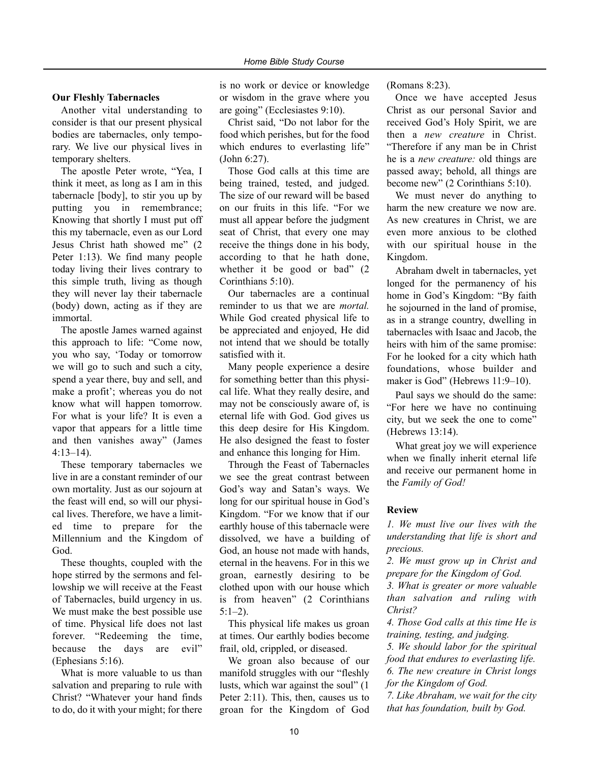### Our Fleshly Tabernacles

Another vital understanding to consider is that our present physical bodies are tabernacles, only temporary. We live our physical lives in temporary shelters.

The apostle Peter wrote, "Yea, I think it meet, as long as I am in this tabernacle [body], to stir you up by putting you in remembrance; Knowing that shortly I must put off this my tabernacle, even as our Lord Jesus Christ hath showed me" (2 Peter 1:13). We find many people today living their lives contrary to this simple truth, living as though they will never lay their tabernacle (body) down, acting as if they are immortal.

The apostle James warned against this approach to life: "Come now, you who say, 'Today or tomorrow we will go to such and such a city, spend a year there, buy and sell, and make a profit'; whereas you do not know what will happen tomorrow. For what is your life? It is even a vapor that appears for a little time and then vanishes away" (James 4:13–14).

These temporary tabernacles we live in are a constant reminder of our own mortality. Just as our sojourn at the feast will end, so will our physical lives. Therefore, we have a limited time to prepare for the Millennium and the Kingdom of God.

These thoughts, coupled with the hope stirred by the sermons and fellowship we will receive at the Feast of Tabernacles, build urgency in us. We must make the best possible use of time. Physical life does not last forever. "Redeeming the time, because the days are evil" (Ephesians 5:16).

What is more valuable to us than salvation and preparing to rule with Christ? "Whatever your hand finds to do, do it with your might; for there is no work or device or knowledge or wisdom in the grave where you are going" (Ecclesiastes 9:10).

Christ said, "Do not labor for the food which perishes, but for the food which endures to everlasting life" (John 6:27).

Those God calls at this time are being trained, tested, and judged. The size of our reward will be based on our fruits in this life. "For we must all appear before the judgment seat of Christ, that every one may receive the things done in his body, according to that he hath done, whether it be good or bad" (2 Corinthians 5:10).

Our tabernacles are a continual reminder to us that we are *mortal.* While God created physical life to be appreciated and enjoyed, He did not intend that we should be totally satisfied with it.

Many people experience a desire for something better than this physical life. What they really desire, and may not be consciously aware of, is eternal life with God. God gives us this deep desire for His Kingdom. He also designed the feast to foster and enhance this longing for Him.

Through the Feast of Tabernacles we see the great contrast between God's way and Satan's ways. We long for our spiritual house in God's Kingdom. "For we know that if our earthly house of this tabernacle were dissolved, we have a building of God, an house not made with hands, eternal in the heavens. For in this we groan, earnestly desiring to be clothed upon with our house which is from heaven" (2 Corinthians 5:1–2).

This physical life makes us groan at times. Our earthly bodies become frail, old, crippled, or diseased.

We groan also because of our manifold struggles with our "fleshly lusts, which war against the soul" (1 Peter 2:11). This, then, causes us to groan for the Kingdom of God (Romans 8:23).

Once we have accepted Jesus Christ as our personal Savior and received God's Holy Spirit, we are then a *new creature* in Christ. "Therefore if any man be in Christ he is a *new creature:* old things are passed away; behold, all things are become new" (2 Corinthians 5:10).

We must never do anything to harm the new creature we now are. As new creatures in Christ, we are even more anxious to be clothed with our spiritual house in the Kingdom.

Abraham dwelt in tabernacles, yet longed for the permanency of his home in God's Kingdom: "By faith he sojourned in the land of promise, as in a strange country, dwelling in tabernacles with Isaac and Jacob, the heirs with him of the same promise: For he looked for a city which hath foundations, whose builder and maker is God" (Hebrews 11:9–10).

Paul says we should do the same: "For here we have no continuing city, but we seek the one to come" (Hebrews 13:14).

What great joy we will experience when we finally inherit eternal life and receive our permanent home in the *Family of God!*

### Review

*1. We must live our lives with the understanding that life is short and precious.*

*2. We must grow up in Christ and prepare for the Kingdom of God.*

*3. What is greater or more valuable than salvation and ruling with Christ?*

*4. Those God calls at this time He is training, testing, and judging.*

*5. We should labor for the spiritual food that endures to everlasting life.*

*6. The new creature in Christ longs for the Kingdom of God.*

*7. Like Abraham, we wait for the city that has foundation, built by God.*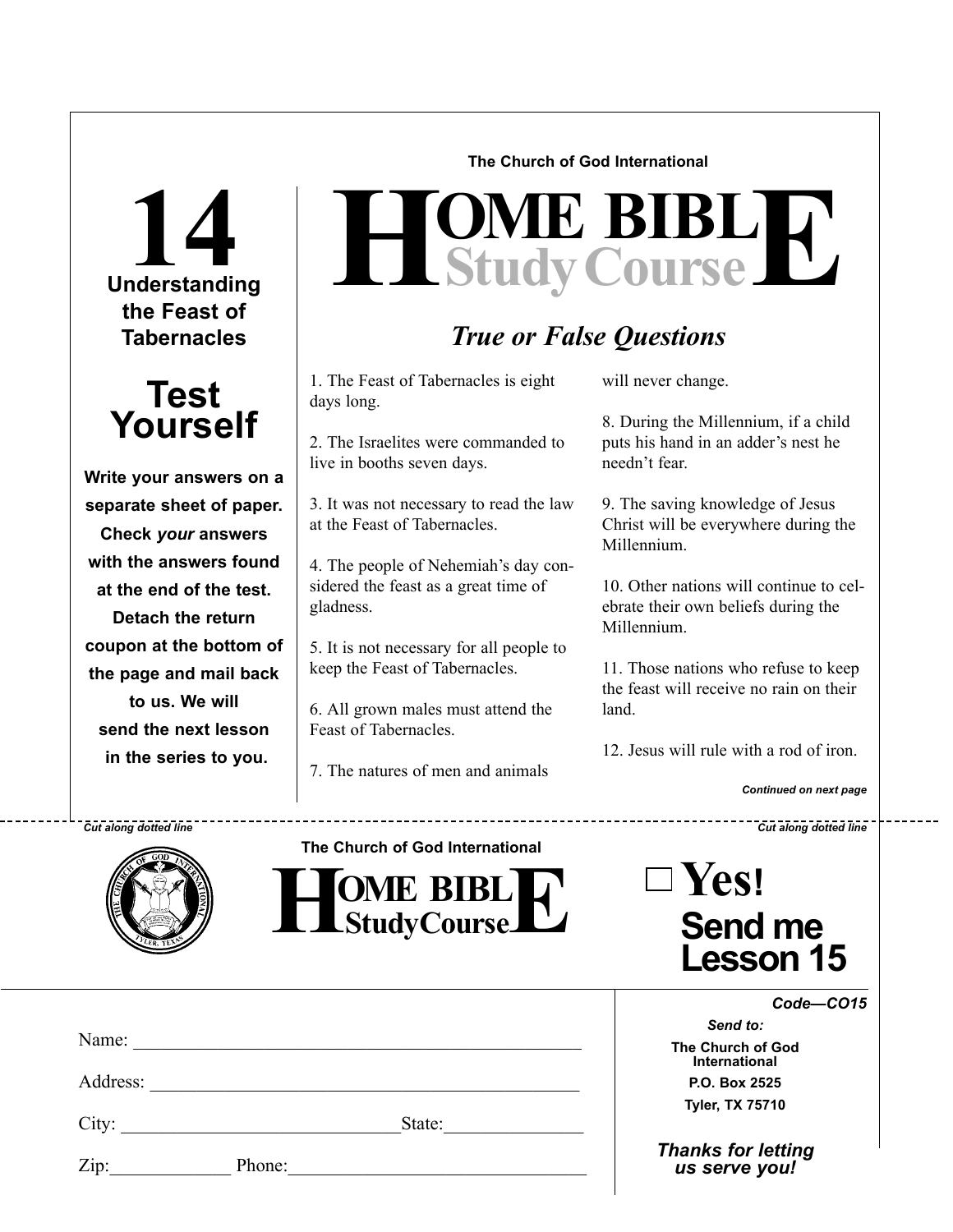The Church of God International

# HOME BIBLE Study Course

## 14

**Understanding the Feast of Tabernacles**

## Test Yourself

**Write your answers on a separate sheet of paper. Check *your* answers with the answers found at the end of the test. Detach the return coupon at the bottom of the page and mail back to us. We will send the next lesson in the series to you.**

### *True or False Questions*

1. The Feast of Tabernacles is eight days long.

2. The Israelites were commanded to live in booths seven days.

3. It was not necessary to read the law at the Feast of Tabernacles.

4. The people of Nehemiah's day considered the feast as a great time of gladness.

5. It is not necessary for all people to keep the Feast of Tabernacles.

6. All grown males must attend the Feast of Tabernacles.

7. The natures of men and animals will never change.

8. During the Millennium, if a child puts his hand in an adder's nest he needn't fear.

9. The saving knowledge of Jesus Christ will be everywhere during the Millennium.

10. Other nations will continue to celebrate their own beliefs during the Millennium.

11. Those nations who refuse to keep the feast will receive no rain on their land.

12. Jesus will rule with a rod of iron.

***Continued on next page***

*Cut along dotted line*

The Church of God International

HOME BIBLE StudyCourse

☐ **Yes! Send me Lesson 15**

***Code—CO15***

Name: ______________________________

Address: ______________________________

City: ______________________ State: ______________

Zip: ____________ Phone: ______________________

***Send to:***

**The Church of God International**
**P.O. Box 2525**
**Tyler, TX 75710**

***Thanks for letting us serve you!***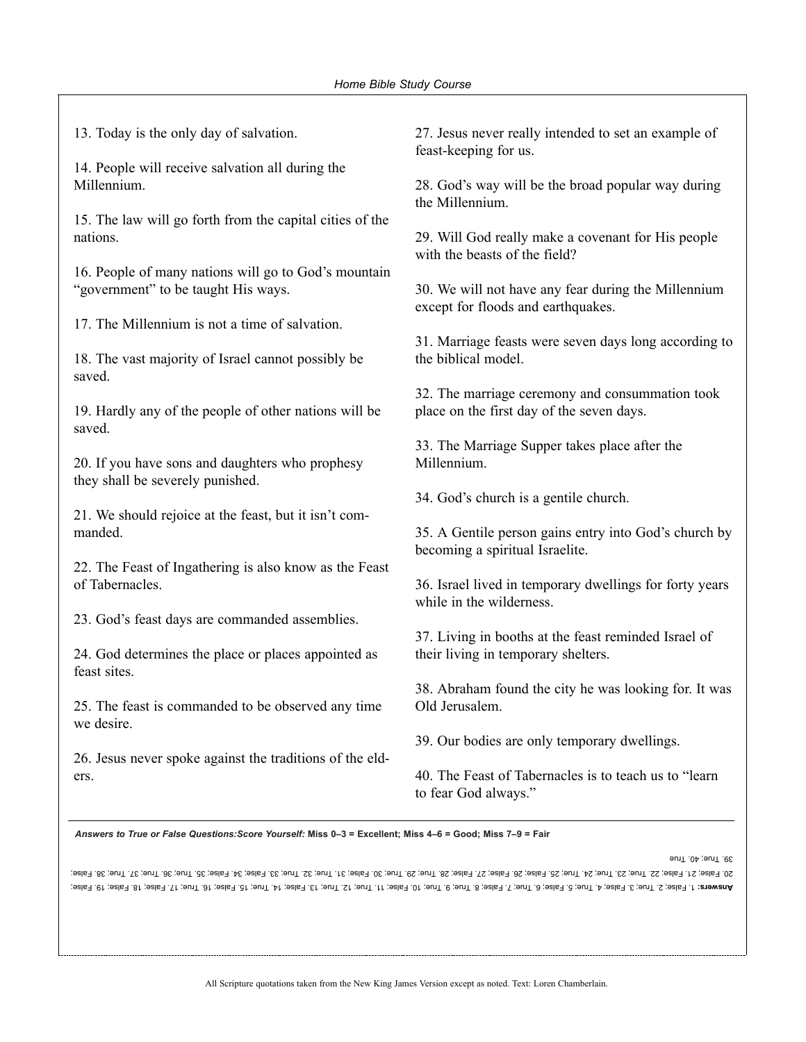13. Today is the only day of salvation.

14. People will receive salvation all during the Millennium.

15. The law will go forth from the capital cities of the nations.

16. People of many nations will go to God's mountain "government" to be taught His ways.

17. The Millennium is not a time of salvation.

18. The vast majority of Israel cannot possibly be saved.

19. Hardly any of the people of other nations will be saved.

20. If you have sons and daughters who prophesy they shall be severely punished.

21. We should rejoice at the feast, but it isn't commanded.

22. The Feast of Ingathering is also know as the Feast of Tabernacles.

23. God's feast days are commanded assemblies.

24. God determines the place or places appointed as feast sites.

25. The feast is commanded to be observed any time we desire.

26. Jesus never spoke against the traditions of the elders.

27. Jesus never really intended to set an example of feast-keeping for us.

28. God's way will be the broad popular way during the Millennium.

29. Will God really make a covenant for His people with the beasts of the field?

30. We will not have any fear during the Millennium except for floods and earthquakes.

31. Marriage feasts were seven days long according to the biblical model.

32. The marriage ceremony and consummation took place on the first day of the seven days.

33. The Marriage Supper takes place after the Millennium.

34. God's church is a gentile church.

35. A Gentile person gains entry into God's church by becoming a spiritual Israelite.

36. Israel lived in temporary dwellings for forty years while in the wilderness.

37. Living in booths at the feast reminded Israel of their living in temporary shelters.

38. Abraham found the city he was looking for. It was Old Jerusalem.

39. Our bodies are only temporary dwellings.

40. The Feast of Tabernacles is to teach us to "learn to fear God always."

***Answers to True or False Questions:Score Yourself:*** **Miss 0–3 = Excellent; Miss 4–6 = Good; Miss 7–9 = Fair**

**Answers:** 1. False; 2. True; 3. False; 4. True; 5. False; 6. True; 7. False; 8. True; 9. True; 10. False; 11. True; 12. True; 13. False; 14. True; 15. False; 16. True; 17. False; 18. False; 19. False; 20. False; 21. False; 22. True; 23. True; 24. True; 25. False; 26. False; 27. False; 28. False; 29. True; 30. False; 31. True; 32. True; 33. False; 34. False; 35. True; 36. True; 37. True; 38. False; 39. True; 40. True

All Scripture quotations taken from the New King James Version except as noted. Text: Loren Chamberlain.